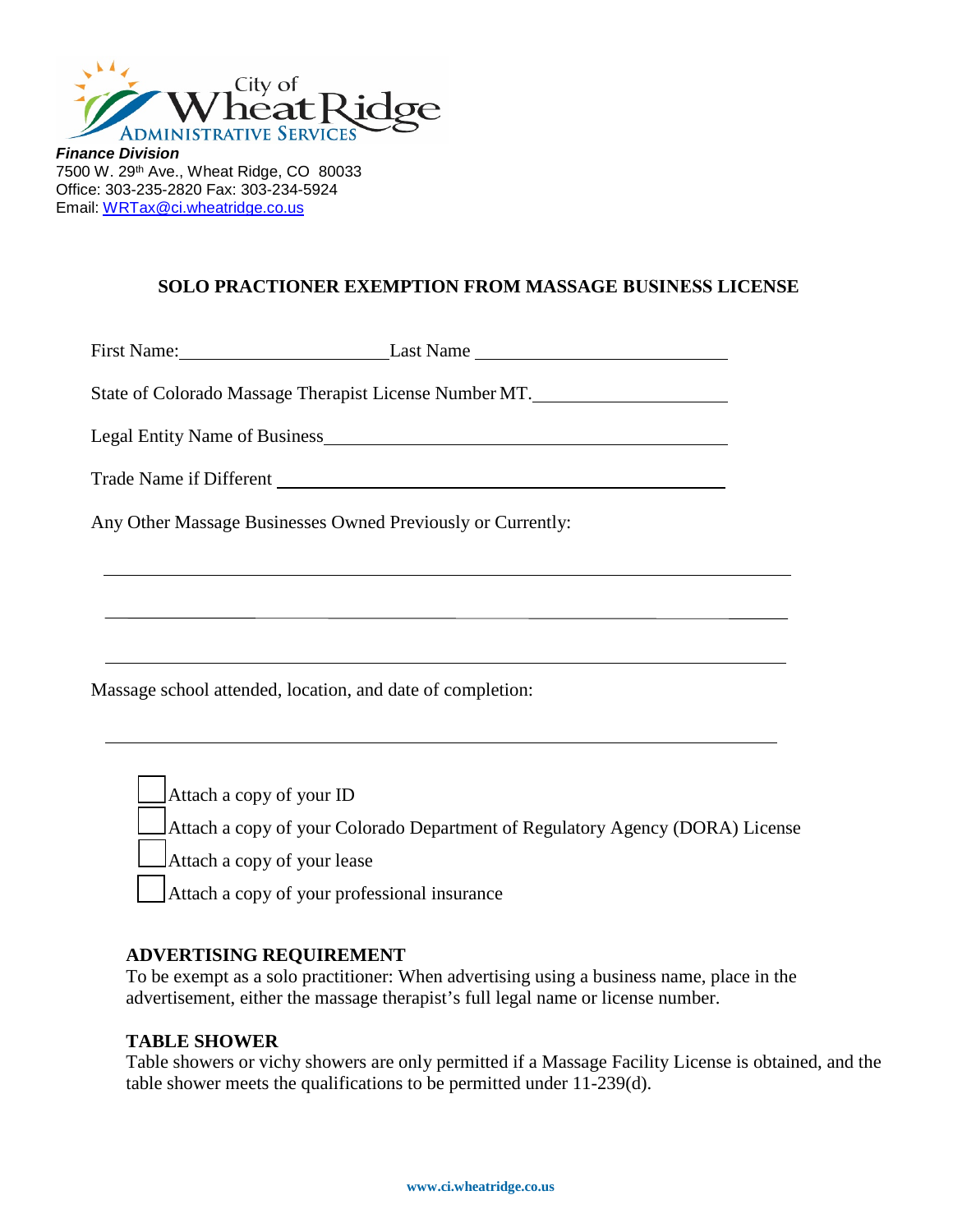City of Wheat Ridge
Administrative Services

***Finance Division***
7500 W. 29th Ave., Wheat Ridge, CO 80033
Office: 303-235-2820 Fax: 303-234-5924
Email: WRTax@ci.wheatridge.co.us

## SOLO PRACTIONER EXEMPTION FROM MASSAGE BUSINESS LICENSE

First Name: ______________________ Last Name ___________________________

State of Colorado Massage Therapist License Number MT. ____________________

Legal Entity Name of Business ___________________________________________

Trade Name if Different _________________________________________________

Any Other Massage Businesses Owned Previously or Currently:

_____________________________________________________________________

_____________________________________________________________________

_____________________________________________________________________

Massage school attended, location, and date of completion:

_____________________________________________________________________

- ☐ Attach a copy of your ID
- ☐ Attach a copy of your Colorado Department of Regulatory Agency (DORA) License
- ☐ Attach a copy of your lease
- ☐ Attach a copy of your professional insurance

### ADVERTISING REQUIREMENT

To be exempt as a solo practitioner: When advertising using a business name, place in the advertisement, either the massage therapist's full legal name or license number.

### TABLE SHOWER

Table showers or vichy showers are only permitted if a Massage Facility License is obtained, and the table shower meets the qualifications to be permitted under 11-239(d).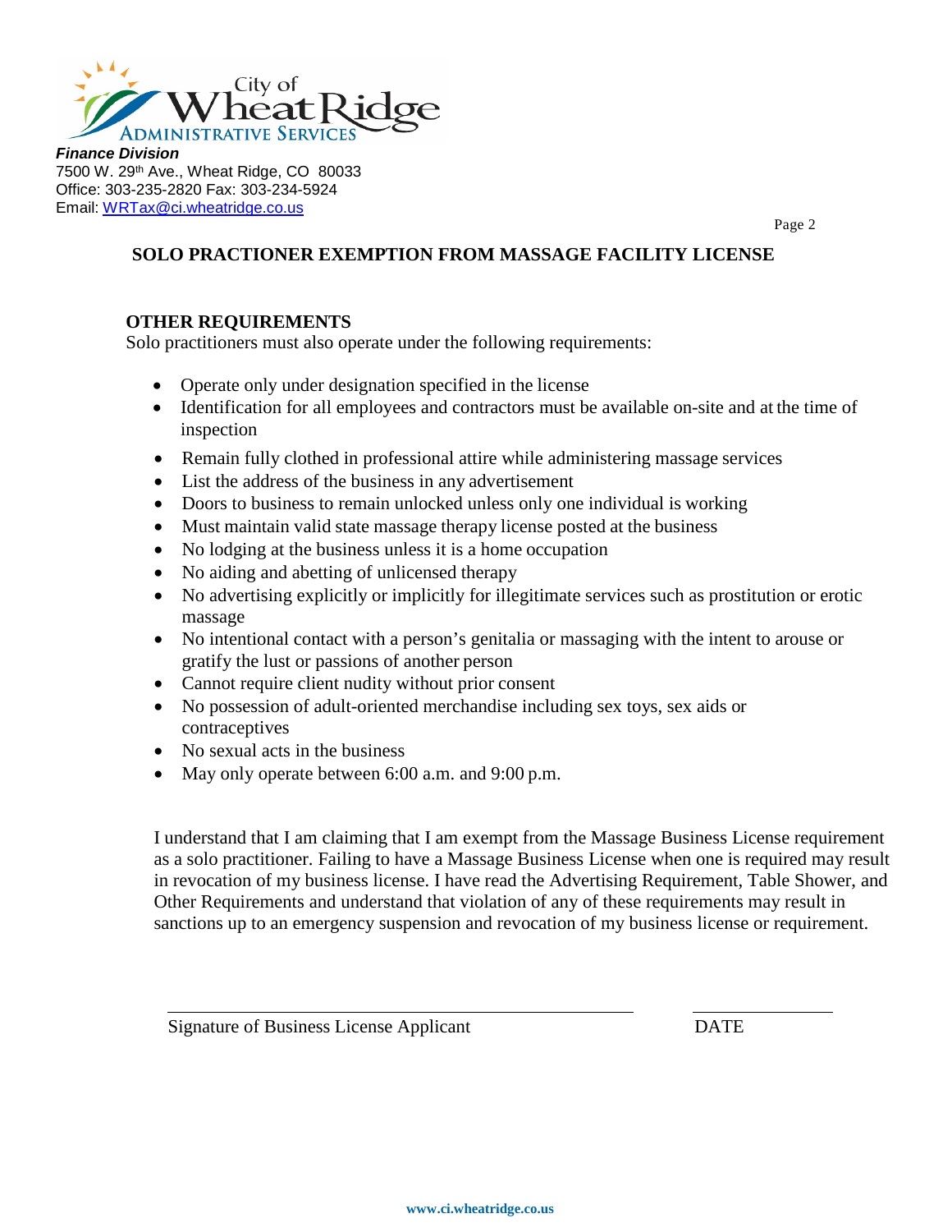City of Wheat Ridge
Administrative Services

***Finance Division***
7500 W. 29th Ave., Wheat Ridge, CO 80033
Office: 303-235-2820 Fax: 303-234-5924
Email: WRTax@ci.wheatridge.co.us

## SOLO PRACTIONER EXEMPTION FROM MASSAGE FACILITY LICENSE

### OTHER REQUIREMENTS

Solo practitioners must also operate under the following requirements:

- Operate only under designation specified in the license
- Identification for all employees and contractors must be available on-site and at the time of inspection
- Remain fully clothed in professional attire while administering massage services
- List the address of the business in any advertisement
- Doors to business to remain unlocked unless only one individual is working
- Must maintain valid state massage therapy license posted at the business
- No lodging at the business unless it is a home occupation
- No aiding and abetting of unlicensed therapy
- No advertising explicitly or implicitly for illegitimate services such as prostitution or erotic massage
- No intentional contact with a person's genitalia or massaging with the intent to arouse or gratify the lust or passions of another person
- Cannot require client nudity without prior consent
- No possession of adult-oriented merchandise including sex toys, sex aids or contraceptives
- No sexual acts in the business
- May only operate between 6:00 a.m. and 9:00 p.m.

I understand that I am claiming that I am exempt from the Massage Business License requirement as a solo practitioner. Failing to have a Massage Business License when one is required may result in revocation of my business license. I have read the Advertising Requirement, Table Shower, and Other Requirements and understand that violation of any of these requirements may result in sanctions up to an emergency suspension and revocation of my business license or requirement.

_______________________________________ ____________

Signature of Business License Applicant DATE